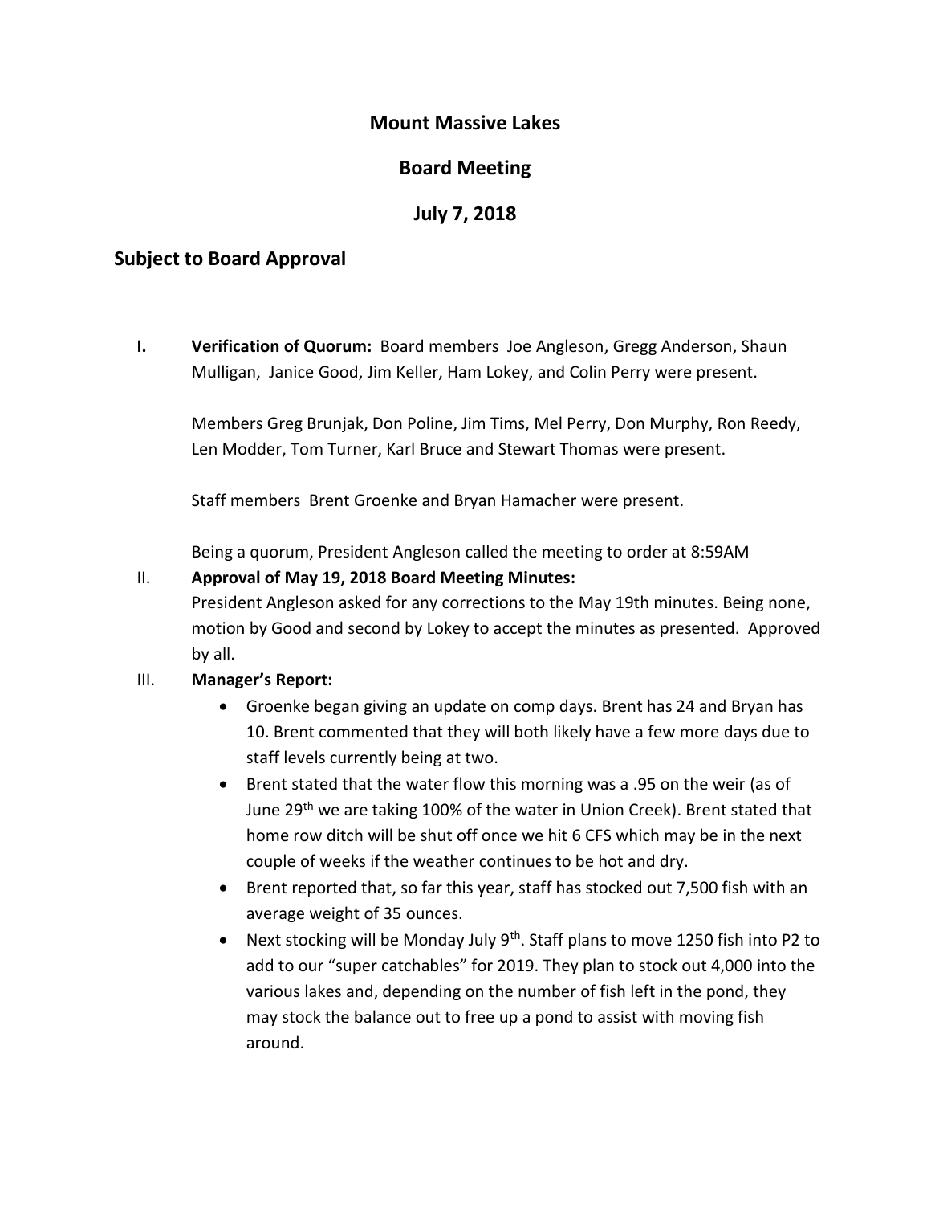# Mount Massive Lakes

## Board Meeting

## July 7, 2018

## Subject to Board Approval

I. **Verification of Quorum:** Board members Joe Angleson, Gregg Anderson, Shaun Mulligan, Janice Good, Jim Keller, Ham Lokey, and Colin Perry were present.

   Members Greg Brunjak, Don Poline, Jim Tims, Mel Perry, Don Murphy, Ron Reedy, Len Modder, Tom Turner, Karl Bruce and Stewart Thomas were present.

   Staff members Brent Groenke and Bryan Hamacher were present.

   Being a quorum, President Angleson called the meeting to order at 8:59AM

II. **Approval of May 19, 2018 Board Meeting Minutes:**
   President Angleson asked for any corrections to the May 19th minutes. Being none, motion by Good and second by Lokey to accept the minutes as presented. Approved by all.

III. **Manager's Report:**
   - Groenke began giving an update on comp days. Brent has 24 and Bryan has 10. Brent commented that they will both likely have a few more days due to staff levels currently being at two.
   - Brent stated that the water flow this morning was a .95 on the weir (as of June 29th we are taking 100% of the water in Union Creek). Brent stated that home row ditch will be shut off once we hit 6 CFS which may be in the next couple of weeks if the weather continues to be hot and dry.
   - Brent reported that, so far this year, staff has stocked out 7,500 fish with an average weight of 35 ounces.
   - Next stocking will be Monday July 9th. Staff plans to move 1250 fish into P2 to add to our "super catchables" for 2019. They plan to stock out 4,000 into the various lakes and, depending on the number of fish left in the pond, they may stock the balance out to free up a pond to assist with moving fish around.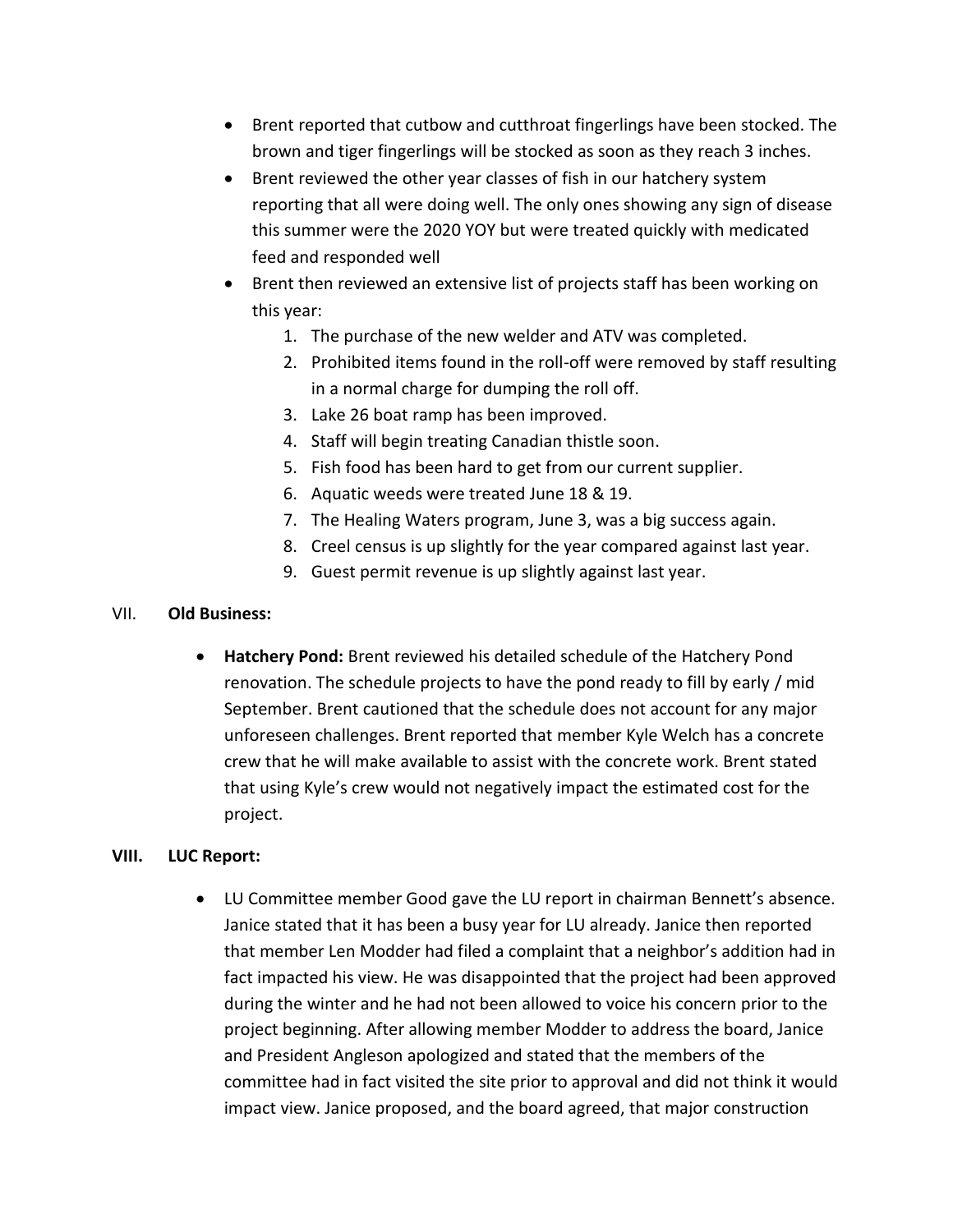- Brent reported that cutbow and cutthroat fingerlings have been stocked. The brown and tiger fingerlings will be stocked as soon as they reach 3 inches.
- Brent reviewed the other year classes of fish in our hatchery system reporting that all were doing well. The only ones showing any sign of disease this summer were the 2020 YOY but were treated quickly with medicated feed and responded well
- Brent then reviewed an extensive list of projects staff has been working on this year:
  1. The purchase of the new welder and ATV was completed.
  2. Prohibited items found in the roll-off were removed by staff resulting in a normal charge for dumping the roll off.
  3. Lake 26 boat ramp has been improved.
  4. Staff will begin treating Canadian thistle soon.
  5. Fish food has been hard to get from our current supplier.
  6. Aquatic weeds were treated June 18 & 19.
  7. The Healing Waters program, June 3, was a big success again.
  8. Creel census is up slightly for the year compared against last year.
  9. Guest permit revenue is up slightly against last year.

VII. **Old Business:**

- **Hatchery Pond:** Brent reviewed his detailed schedule of the Hatchery Pond renovation. The schedule projects to have the pond ready to fill by early / mid September. Brent cautioned that the schedule does not account for any major unforeseen challenges. Brent reported that member Kyle Welch has a concrete crew that he will make available to assist with the concrete work. Brent stated that using Kyle's crew would not negatively impact the estimated cost for the project.

**VIII. LUC Report:**

- LU Committee member Good gave the LU report in chairman Bennett's absence. Janice stated that it has been a busy year for LU already. Janice then reported that member Len Modder had filed a complaint that a neighbor's addition had in fact impacted his view. He was disappointed that the project had been approved during the winter and he had not been allowed to voice his concern prior to the project beginning. After allowing member Modder to address the board, Janice and President Angleson apologized and stated that the members of the committee had in fact visited the site prior to approval and did not think it would impact view. Janice proposed, and the board agreed, that major construction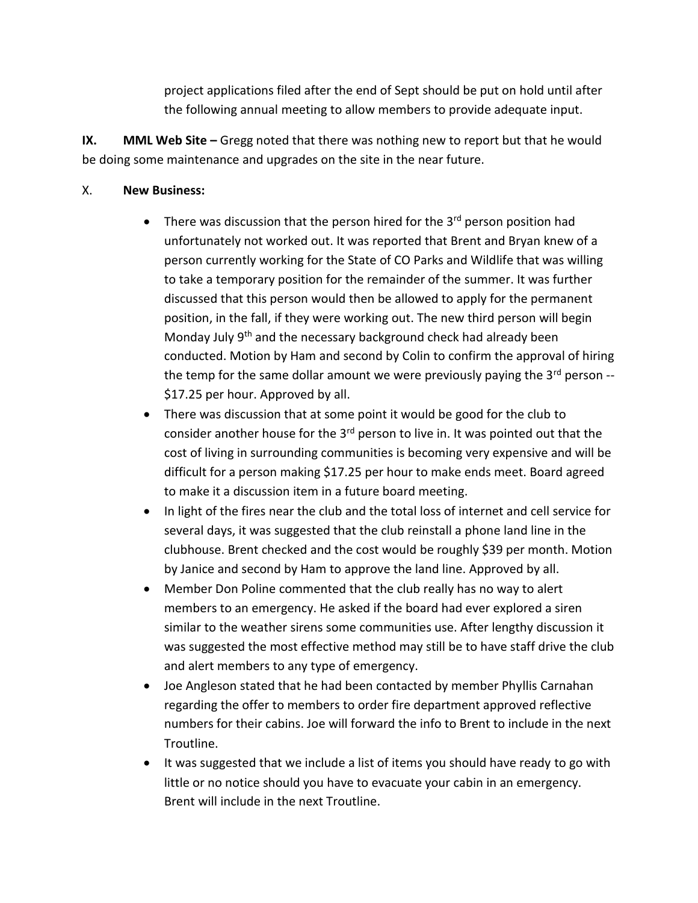project applications filed after the end of Sept should be put on hold until after the following annual meeting to allow members to provide adequate input.

**IX. MML Web Site –** Gregg noted that there was nothing new to report but that he would be doing some maintenance and upgrades on the site in the near future.

X. **New Business:**

- There was discussion that the person hired for the 3rd person position had unfortunately not worked out. It was reported that Brent and Bryan knew of a person currently working for the State of CO Parks and Wildlife that was willing to take a temporary position for the remainder of the summer. It was further discussed that this person would then be allowed to apply for the permanent position, in the fall, if they were working out. The new third person will begin Monday July 9th and the necessary background check had already been conducted. Motion by Ham and second by Colin to confirm the approval of hiring the temp for the same dollar amount we were previously paying the 3rd person -- $17.25 per hour. Approved by all.
- There was discussion that at some point it would be good for the club to consider another house for the 3rd person to live in. It was pointed out that the cost of living in surrounding communities is becoming very expensive and will be difficult for a person making $17.25 per hour to make ends meet. Board agreed to make it a discussion item in a future board meeting.
- In light of the fires near the club and the total loss of internet and cell service for several days, it was suggested that the club reinstall a phone land line in the clubhouse. Brent checked and the cost would be roughly $39 per month. Motion by Janice and second by Ham to approve the land line. Approved by all.
- Member Don Poline commented that the club really has no way to alert members to an emergency. He asked if the board had ever explored a siren similar to the weather sirens some communities use. After lengthy discussion it was suggested the most effective method may still be to have staff drive the club and alert members to any type of emergency.
- Joe Angleson stated that he had been contacted by member Phyllis Carnahan regarding the offer to members to order fire department approved reflective numbers for their cabins. Joe will forward the info to Brent to include in the next Troutline.
- It was suggested that we include a list of items you should have ready to go with little or no notice should you have to evacuate your cabin in an emergency. Brent will include in the next Troutline.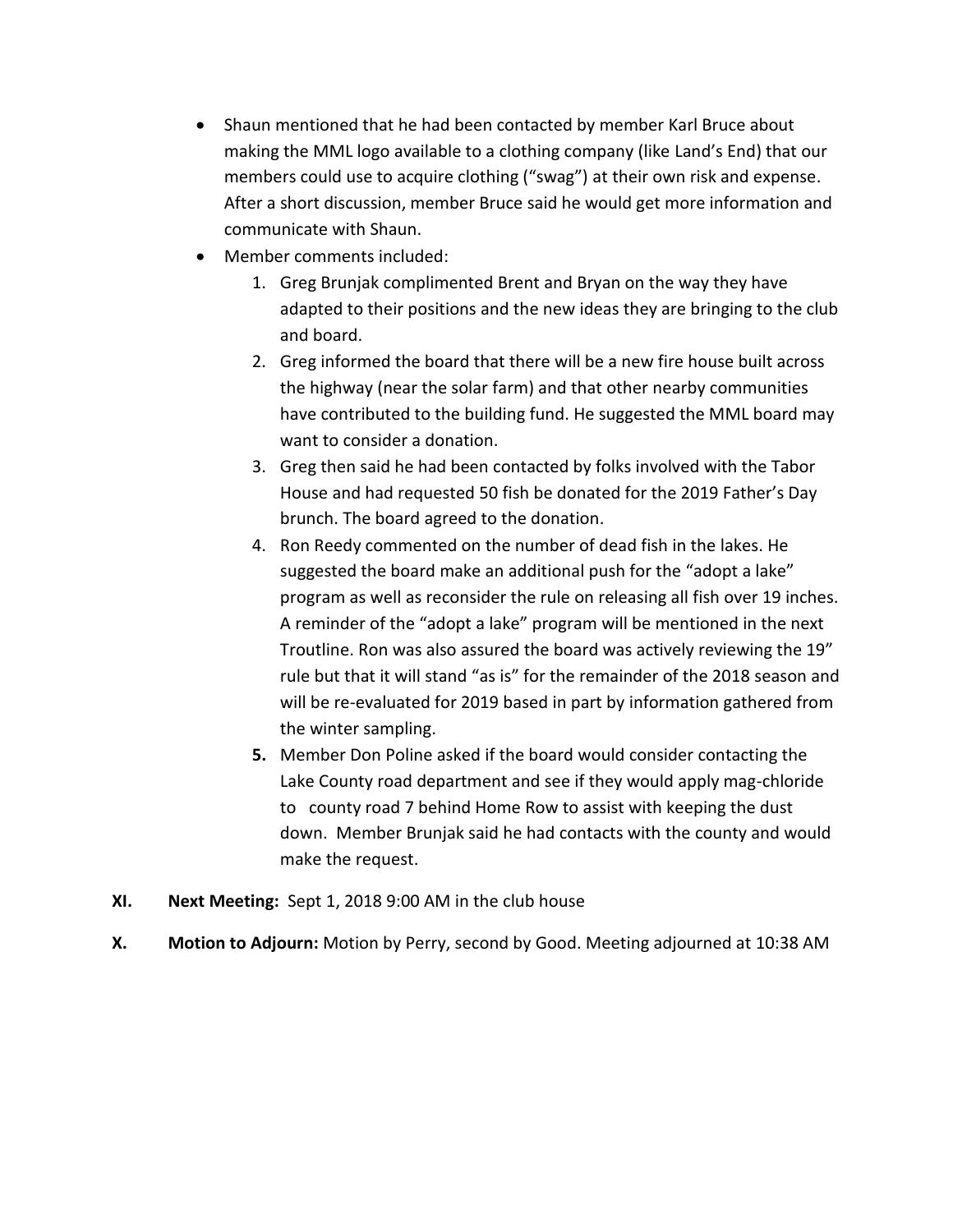- Shaun mentioned that he had been contacted by member Karl Bruce about making the MML logo available to a clothing company (like Land's End) that our members could use to acquire clothing ("swag") at their own risk and expense. After a short discussion, member Bruce said he would get more information and communicate with Shaun.
- Member comments included:
    1. Greg Brunjak complimented Brent and Bryan on the way they have adapted to their positions and the new ideas they are bringing to the club and board.
    2. Greg informed the board that there will be a new fire house built across the highway (near the solar farm) and that other nearby communities have contributed to the building fund. He suggested the MML board may want to consider a donation.
    3. Greg then said he had been contacted by folks involved with the Tabor House and had requested 50 fish be donated for the 2019 Father's Day brunch. The board agreed to the donation.
    4. Ron Reedy commented on the number of dead fish in the lakes. He suggested the board make an additional push for the "adopt a lake" program as well as reconsider the rule on releasing all fish over 19 inches. A reminder of the "adopt a lake" program will be mentioned in the next Troutline. Ron was also assured the board was actively reviewing the 19" rule but that it will stand "as is" for the remainder of the 2018 season and will be re-evaluated for 2019 based in part by information gathered from the winter sampling.
    5. Member Don Poline asked if the board would consider contacting the Lake County road department and see if they would apply mag-chloride to county road 7 behind Home Row to assist with keeping the dust down. Member Brunjak said he had contacts with the county and would make the request.

**XI. Next Meeting:** Sept 1, 2018 9:00 AM in the club house

**X. Motion to Adjourn:** Motion by Perry, second by Good. Meeting adjourned at 10:38 AM